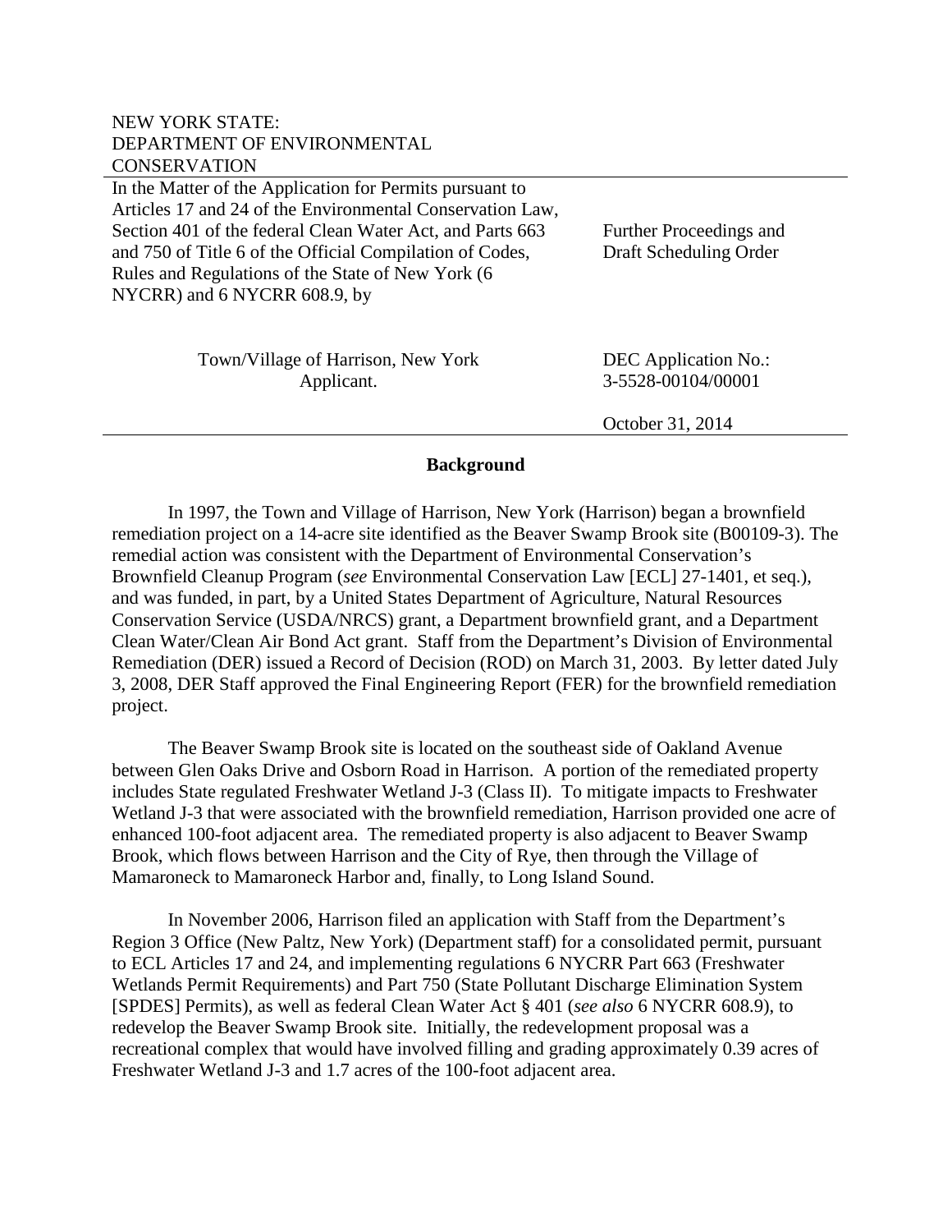NEW YORK STATE:
DEPARTMENT OF ENVIRONMENTAL
CONSERVATION

| | |
|---|---|
| In the Matter of the Application for Permits pursuant to Articles 17 and 24 of the Environmental Conservation Law, Section 401 of the federal Clean Water Act, and Parts 663 and 750 of Title 6 of the Official Compilation of Codes, Rules and Regulations of the State of New York (6 NYCRR) and 6 NYCRR 608.9, by | Further Proceedings and Draft Scheduling Order |
| Town/Village of Harrison, New York<br>Applicant. | DEC Application No.:<br>3-5528-00104/00001 |
| | October 31, 2014 |

## Background

In 1997, the Town and Village of Harrison, New York (Harrison) began a brownfield remediation project on a 14-acre site identified as the Beaver Swamp Brook site (B00109-3). The remedial action was consistent with the Department of Environmental Conservation's Brownfield Cleanup Program (*see* Environmental Conservation Law [ECL] 27-1401, et seq.), and was funded, in part, by a United States Department of Agriculture, Natural Resources Conservation Service (USDA/NRCS) grant, a Department brownfield grant, and a Department Clean Water/Clean Air Bond Act grant. Staff from the Department's Division of Environmental Remediation (DER) issued a Record of Decision (ROD) on March 31, 2003. By letter dated July 3, 2008, DER Staff approved the Final Engineering Report (FER) for the brownfield remediation project.

The Beaver Swamp Brook site is located on the southeast side of Oakland Avenue between Glen Oaks Drive and Osborn Road in Harrison. A portion of the remediated property includes State regulated Freshwater Wetland J-3 (Class II). To mitigate impacts to Freshwater Wetland J-3 that were associated with the brownfield remediation, Harrison provided one acre of enhanced 100-foot adjacent area. The remediated property is also adjacent to Beaver Swamp Brook, which flows between Harrison and the City of Rye, then through the Village of Mamaroneck to Mamaroneck Harbor and, finally, to Long Island Sound.

In November 2006, Harrison filed an application with Staff from the Department's Region 3 Office (New Paltz, New York) (Department staff) for a consolidated permit, pursuant to ECL Articles 17 and 24, and implementing regulations 6 NYCRR Part 663 (Freshwater Wetlands Permit Requirements) and Part 750 (State Pollutant Discharge Elimination System [SPDES] Permits), as well as federal Clean Water Act § 401 (*see also* 6 NYCRR 608.9), to redevelop the Beaver Swamp Brook site. Initially, the redevelopment proposal was a recreational complex that would have involved filling and grading approximately 0.39 acres of Freshwater Wetland J-3 and 1.7 acres of the 100-foot adjacent area.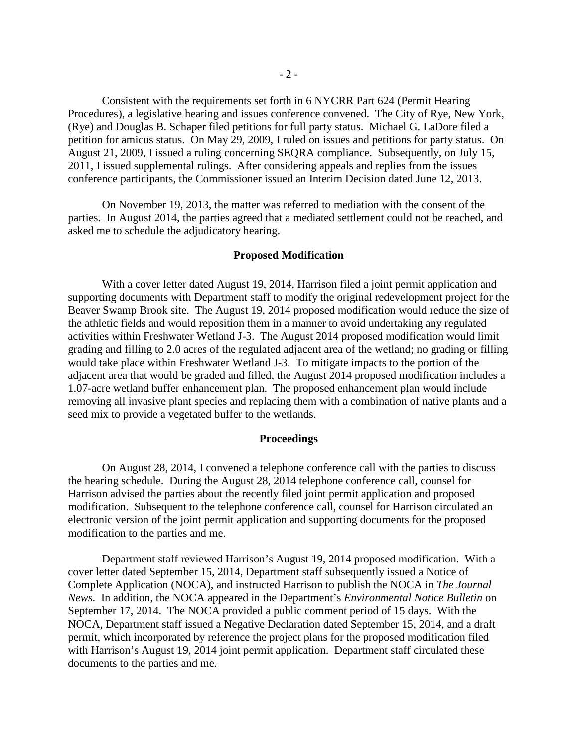Consistent with the requirements set forth in 6 NYCRR Part 624 (Permit Hearing Procedures), a legislative hearing and issues conference convened. The City of Rye, New York, (Rye) and Douglas B. Schaper filed petitions for full party status. Michael G. LaDore filed a petition for amicus status. On May 29, 2009, I ruled on issues and petitions for party status. On August 21, 2009, I issued a ruling concerning SEQRA compliance. Subsequently, on July 15, 2011, I issued supplemental rulings. After considering appeals and replies from the issues conference participants, the Commissioner issued an Interim Decision dated June 12, 2013.

On November 19, 2013, the matter was referred to mediation with the consent of the parties. In August 2014, the parties agreed that a mediated settlement could not be reached, and asked me to schedule the adjudicatory hearing.

## Proposed Modification

With a cover letter dated August 19, 2014, Harrison filed a joint permit application and supporting documents with Department staff to modify the original redevelopment project for the Beaver Swamp Brook site. The August 19, 2014 proposed modification would reduce the size of the athletic fields and would reposition them in a manner to avoid undertaking any regulated activities within Freshwater Wetland J-3. The August 2014 proposed modification would limit grading and filling to 2.0 acres of the regulated adjacent area of the wetland; no grading or filling would take place within Freshwater Wetland J-3. To mitigate impacts to the portion of the adjacent area that would be graded and filled, the August 2014 proposed modification includes a 1.07-acre wetland buffer enhancement plan. The proposed enhancement plan would include removing all invasive plant species and replacing them with a combination of native plants and a seed mix to provide a vegetated buffer to the wetlands.

## Proceedings

On August 28, 2014, I convened a telephone conference call with the parties to discuss the hearing schedule. During the August 28, 2014 telephone conference call, counsel for Harrison advised the parties about the recently filed joint permit application and proposed modification. Subsequent to the telephone conference call, counsel for Harrison circulated an electronic version of the joint permit application and supporting documents for the proposed modification to the parties and me.

Department staff reviewed Harrison's August 19, 2014 proposed modification. With a cover letter dated September 15, 2014, Department staff subsequently issued a Notice of Complete Application (NOCA), and instructed Harrison to publish the NOCA in *The Journal News*. In addition, the NOCA appeared in the Department's *Environmental Notice Bulletin* on September 17, 2014. The NOCA provided a public comment period of 15 days. With the NOCA, Department staff issued a Negative Declaration dated September 15, 2014, and a draft permit, which incorporated by reference the project plans for the proposed modification filed with Harrison's August 19, 2014 joint permit application. Department staff circulated these documents to the parties and me.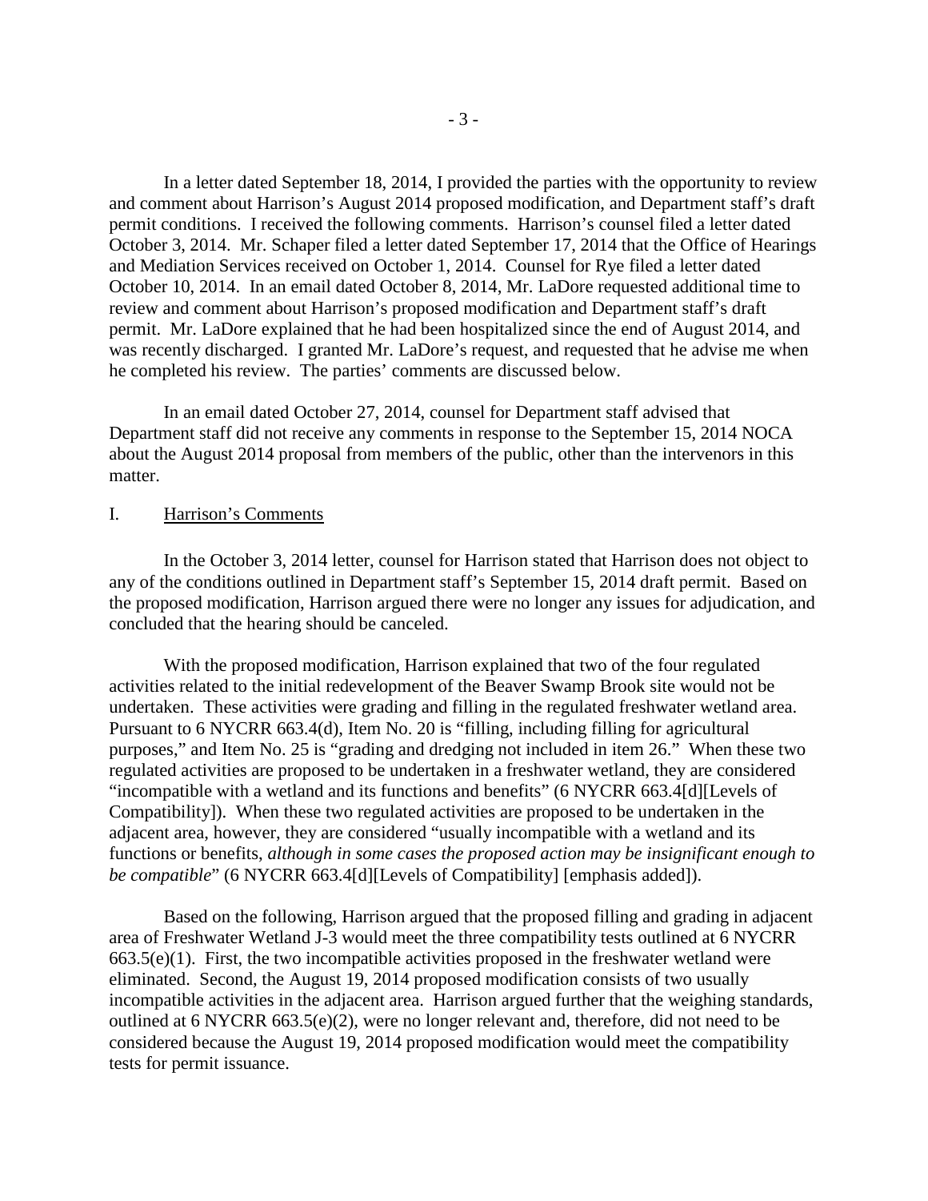In a letter dated September 18, 2014, I provided the parties with the opportunity to review and comment about Harrison's August 2014 proposed modification, and Department staff's draft permit conditions. I received the following comments. Harrison's counsel filed a letter dated October 3, 2014. Mr. Schaper filed a letter dated September 17, 2014 that the Office of Hearings and Mediation Services received on October 1, 2014. Counsel for Rye filed a letter dated October 10, 2014. In an email dated October 8, 2014, Mr. LaDore requested additional time to review and comment about Harrison's proposed modification and Department staff's draft permit. Mr. LaDore explained that he had been hospitalized since the end of August 2014, and was recently discharged. I granted Mr. LaDore's request, and requested that he advise me when he completed his review. The parties' comments are discussed below.

In an email dated October 27, 2014, counsel for Department staff advised that Department staff did not receive any comments in response to the September 15, 2014 NOCA about the August 2014 proposal from members of the public, other than the intervenors in this matter.

## I. Harrison's Comments

In the October 3, 2014 letter, counsel for Harrison stated that Harrison does not object to any of the conditions outlined in Department staff's September 15, 2014 draft permit. Based on the proposed modification, Harrison argued there were no longer any issues for adjudication, and concluded that the hearing should be canceled.

With the proposed modification, Harrison explained that two of the four regulated activities related to the initial redevelopment of the Beaver Swamp Brook site would not be undertaken. These activities were grading and filling in the regulated freshwater wetland area. Pursuant to 6 NYCRR 663.4(d), Item No. 20 is "filling, including filling for agricultural purposes," and Item No. 25 is "grading and dredging not included in item 26." When these two regulated activities are proposed to be undertaken in a freshwater wetland, they are considered "incompatible with a wetland and its functions and benefits" (6 NYCRR 663.4[d][Levels of Compatibility]). When these two regulated activities are proposed to be undertaken in the adjacent area, however, they are considered "usually incompatible with a wetland and its functions or benefits, *although in some cases the proposed action may be insignificant enough to be compatible*" (6 NYCRR 663.4[d][Levels of Compatibility] [emphasis added]).

Based on the following, Harrison argued that the proposed filling and grading in adjacent area of Freshwater Wetland J-3 would meet the three compatibility tests outlined at 6 NYCRR 663.5(e)(1). First, the two incompatible activities proposed in the freshwater wetland were eliminated. Second, the August 19, 2014 proposed modification consists of two usually incompatible activities in the adjacent area. Harrison argued further that the weighing standards, outlined at 6 NYCRR 663.5(e)(2), were no longer relevant and, therefore, did not need to be considered because the August 19, 2014 proposed modification would meet the compatibility tests for permit issuance.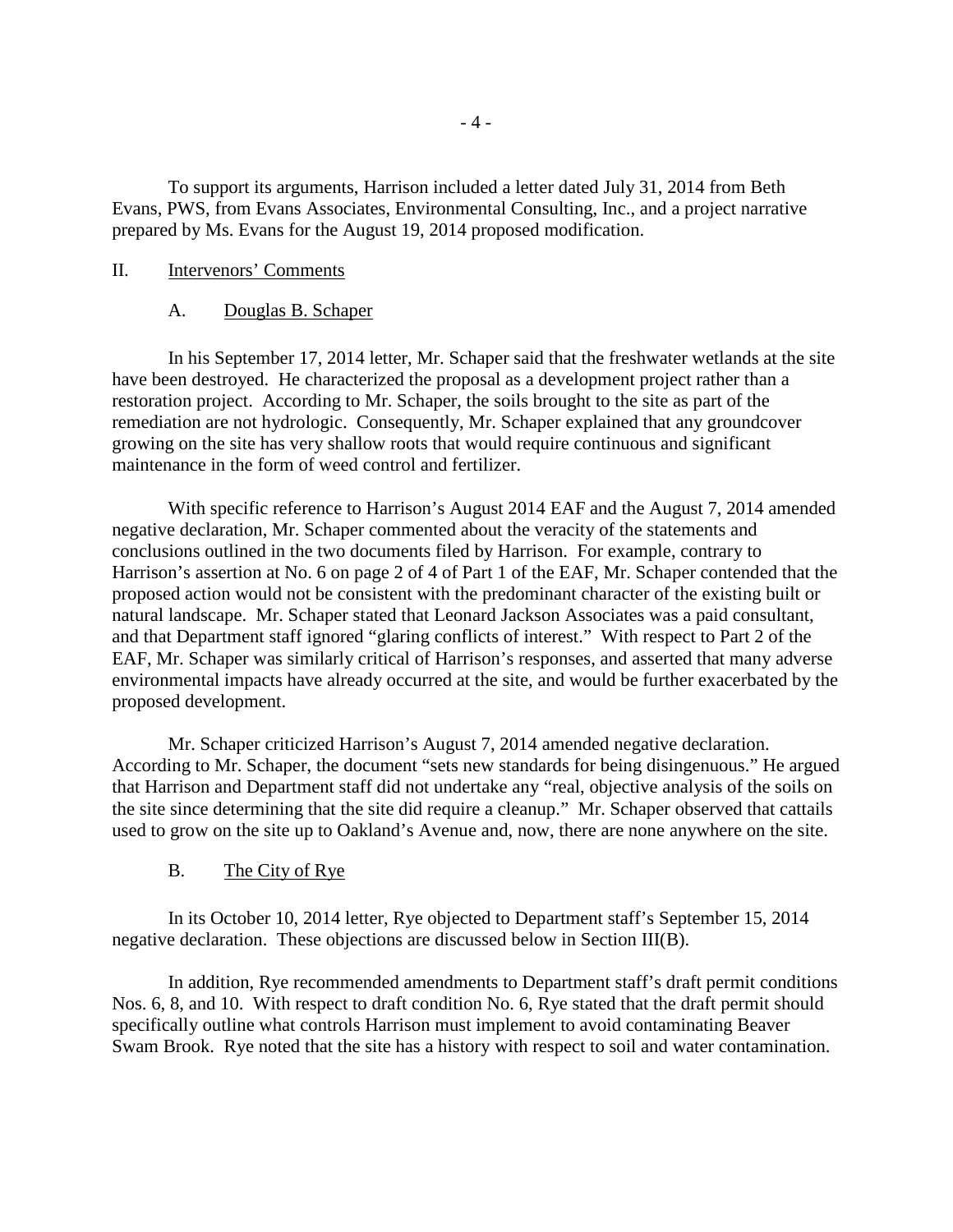To support its arguments, Harrison included a letter dated July 31, 2014 from Beth Evans, PWS, from Evans Associates, Environmental Consulting, Inc., and a project narrative prepared by Ms. Evans for the August 19, 2014 proposed modification.

## II. Intervenors' Comments

### A. Douglas B. Schaper

In his September 17, 2014 letter, Mr. Schaper said that the freshwater wetlands at the site have been destroyed. He characterized the proposal as a development project rather than a restoration project. According to Mr. Schaper, the soils brought to the site as part of the remediation are not hydrologic. Consequently, Mr. Schaper explained that any groundcover growing on the site has very shallow roots that would require continuous and significant maintenance in the form of weed control and fertilizer.

With specific reference to Harrison's August 2014 EAF and the August 7, 2014 amended negative declaration, Mr. Schaper commented about the veracity of the statements and conclusions outlined in the two documents filed by Harrison. For example, contrary to Harrison's assertion at No. 6 on page 2 of 4 of Part 1 of the EAF, Mr. Schaper contended that the proposed action would not be consistent with the predominant character of the existing built or natural landscape. Mr. Schaper stated that Leonard Jackson Associates was a paid consultant, and that Department staff ignored "glaring conflicts of interest." With respect to Part 2 of the EAF, Mr. Schaper was similarly critical of Harrison's responses, and asserted that many adverse environmental impacts have already occurred at the site, and would be further exacerbated by the proposed development.

Mr. Schaper criticized Harrison's August 7, 2014 amended negative declaration. According to Mr. Schaper, the document "sets new standards for being disingenuous." He argued that Harrison and Department staff did not undertake any "real, objective analysis of the soils on the site since determining that the site did require a cleanup." Mr. Schaper observed that cattails used to grow on the site up to Oakland's Avenue and, now, there are none anywhere on the site.

### B. The City of Rye

In its October 10, 2014 letter, Rye objected to Department staff's September 15, 2014 negative declaration. These objections are discussed below in Section III(B).

In addition, Rye recommended amendments to Department staff's draft permit conditions Nos. 6, 8, and 10. With respect to draft condition No. 6, Rye stated that the draft permit should specifically outline what controls Harrison must implement to avoid contaminating Beaver Swam Brook. Rye noted that the site has a history with respect to soil and water contamination.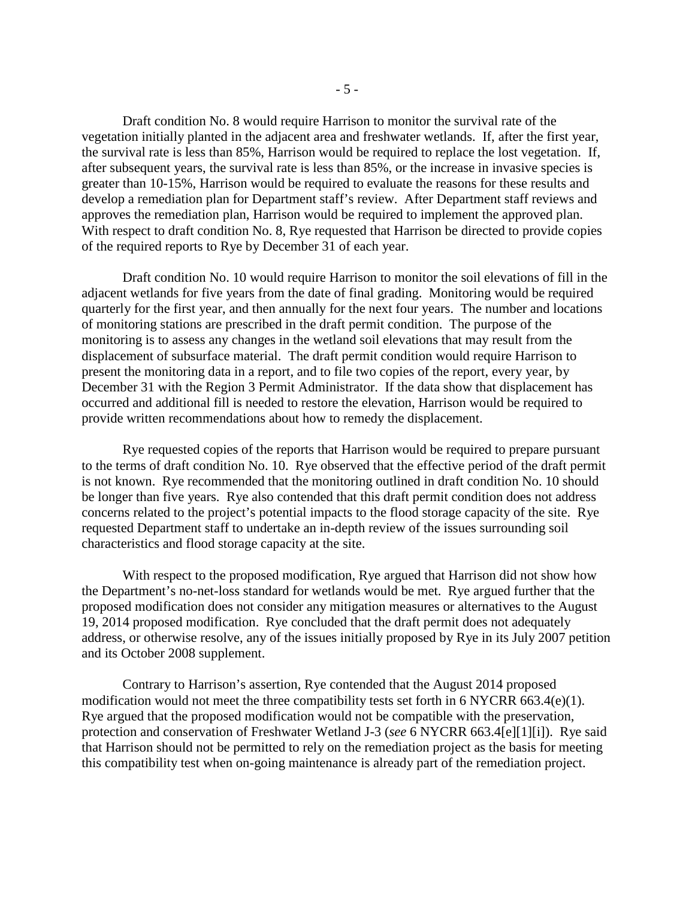Draft condition No. 8 would require Harrison to monitor the survival rate of the vegetation initially planted in the adjacent area and freshwater wetlands. If, after the first year, the survival rate is less than 85%, Harrison would be required to replace the lost vegetation. If, after subsequent years, the survival rate is less than 85%, or the increase in invasive species is greater than 10-15%, Harrison would be required to evaluate the reasons for these results and develop a remediation plan for Department staff's review. After Department staff reviews and approves the remediation plan, Harrison would be required to implement the approved plan. With respect to draft condition No. 8, Rye requested that Harrison be directed to provide copies of the required reports to Rye by December 31 of each year.

Draft condition No. 10 would require Harrison to monitor the soil elevations of fill in the adjacent wetlands for five years from the date of final grading. Monitoring would be required quarterly for the first year, and then annually for the next four years. The number and locations of monitoring stations are prescribed in the draft permit condition. The purpose of the monitoring is to assess any changes in the wetland soil elevations that may result from the displacement of subsurface material. The draft permit condition would require Harrison to present the monitoring data in a report, and to file two copies of the report, every year, by December 31 with the Region 3 Permit Administrator. If the data show that displacement has occurred and additional fill is needed to restore the elevation, Harrison would be required to provide written recommendations about how to remedy the displacement.

Rye requested copies of the reports that Harrison would be required to prepare pursuant to the terms of draft condition No. 10. Rye observed that the effective period of the draft permit is not known. Rye recommended that the monitoring outlined in draft condition No. 10 should be longer than five years. Rye also contended that this draft permit condition does not address concerns related to the project's potential impacts to the flood storage capacity of the site. Rye requested Department staff to undertake an in-depth review of the issues surrounding soil characteristics and flood storage capacity at the site.

With respect to the proposed modification, Rye argued that Harrison did not show how the Department's no-net-loss standard for wetlands would be met. Rye argued further that the proposed modification does not consider any mitigation measures or alternatives to the August 19, 2014 proposed modification. Rye concluded that the draft permit does not adequately address, or otherwise resolve, any of the issues initially proposed by Rye in its July 2007 petition and its October 2008 supplement.

Contrary to Harrison's assertion, Rye contended that the August 2014 proposed modification would not meet the three compatibility tests set forth in 6 NYCRR 663.4(e)(1). Rye argued that the proposed modification would not be compatible with the preservation, protection and conservation of Freshwater Wetland J-3 (*see* 6 NYCRR 663.4[e][1][i]). Rye said that Harrison should not be permitted to rely on the remediation project as the basis for meeting this compatibility test when on-going maintenance is already part of the remediation project.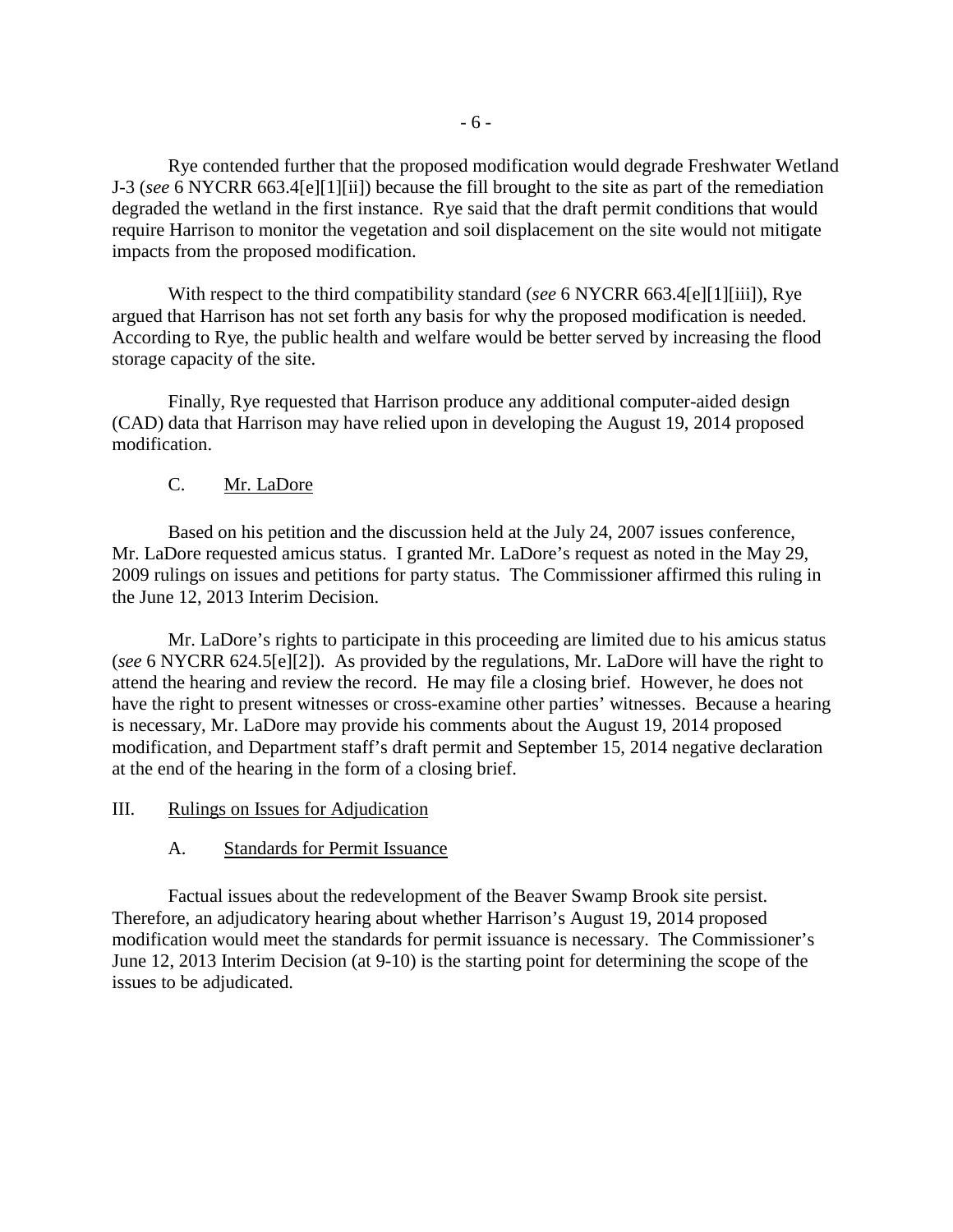Rye contended further that the proposed modification would degrade Freshwater Wetland J-3 (*see* 6 NYCRR 663.4[e][1][ii]) because the fill brought to the site as part of the remediation degraded the wetland in the first instance. Rye said that the draft permit conditions that would require Harrison to monitor the vegetation and soil displacement on the site would not mitigate impacts from the proposed modification.

With respect to the third compatibility standard (*see* 6 NYCRR 663.4[e][1][iii]), Rye argued that Harrison has not set forth any basis for why the proposed modification is needed. According to Rye, the public health and welfare would be better served by increasing the flood storage capacity of the site.

Finally, Rye requested that Harrison produce any additional computer-aided design (CAD) data that Harrison may have relied upon in developing the August 19, 2014 proposed modification.

### C. Mr. LaDore

Based on his petition and the discussion held at the July 24, 2007 issues conference, Mr. LaDore requested amicus status. I granted Mr. LaDore's request as noted in the May 29, 2009 rulings on issues and petitions for party status. The Commissioner affirmed this ruling in the June 12, 2013 Interim Decision.

Mr. LaDore's rights to participate in this proceeding are limited due to his amicus status (*see* 6 NYCRR 624.5[e][2]). As provided by the regulations, Mr. LaDore will have the right to attend the hearing and review the record. He may file a closing brief. However, he does not have the right to present witnesses or cross-examine other parties' witnesses. Because a hearing is necessary, Mr. LaDore may provide his comments about the August 19, 2014 proposed modification, and Department staff's draft permit and September 15, 2014 negative declaration at the end of the hearing in the form of a closing brief.

## III. Rulings on Issues for Adjudication

### A. Standards for Permit Issuance

Factual issues about the redevelopment of the Beaver Swamp Brook site persist. Therefore, an adjudicatory hearing about whether Harrison's August 19, 2014 proposed modification would meet the standards for permit issuance is necessary. The Commissioner's June 12, 2013 Interim Decision (at 9-10) is the starting point for determining the scope of the issues to be adjudicated.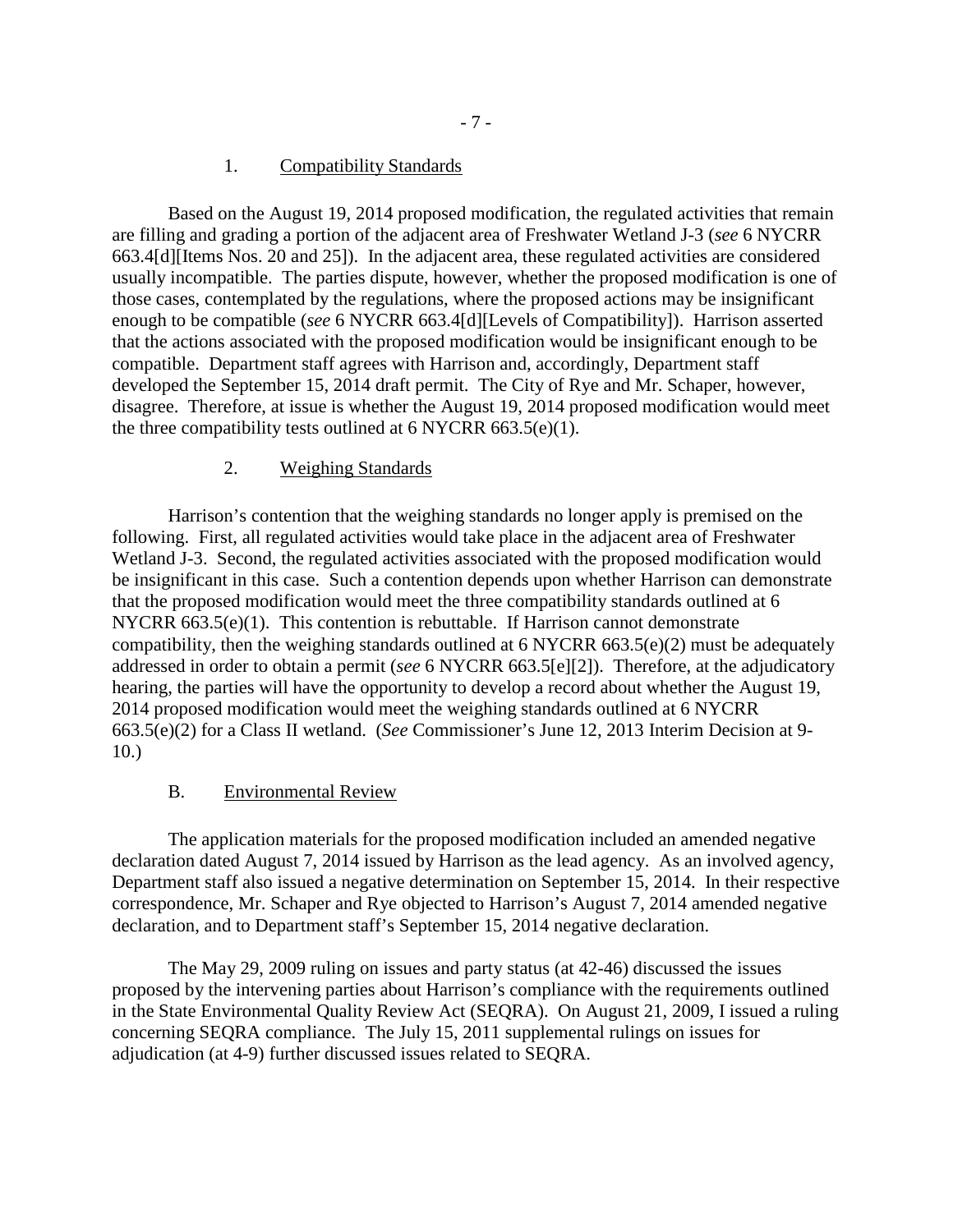### 1. Compatibility Standards

Based on the August 19, 2014 proposed modification, the regulated activities that remain are filling and grading a portion of the adjacent area of Freshwater Wetland J-3 (*see* 6 NYCRR 663.4[d][Items Nos. 20 and 25]). In the adjacent area, these regulated activities are considered usually incompatible. The parties dispute, however, whether the proposed modification is one of those cases, contemplated by the regulations, where the proposed actions may be insignificant enough to be compatible (*see* 6 NYCRR 663.4[d][Levels of Compatibility]). Harrison asserted that the actions associated with the proposed modification would be insignificant enough to be compatible. Department staff agrees with Harrison and, accordingly, Department staff developed the September 15, 2014 draft permit. The City of Rye and Mr. Schaper, however, disagree. Therefore, at issue is whether the August 19, 2014 proposed modification would meet the three compatibility tests outlined at 6 NYCRR 663.5(e)(1).

### 2. Weighing Standards

Harrison's contention that the weighing standards no longer apply is premised on the following. First, all regulated activities would take place in the adjacent area of Freshwater Wetland J-3. Second, the regulated activities associated with the proposed modification would be insignificant in this case. Such a contention depends upon whether Harrison can demonstrate that the proposed modification would meet the three compatibility standards outlined at 6 NYCRR 663.5(e)(1). This contention is rebuttable. If Harrison cannot demonstrate compatibility, then the weighing standards outlined at 6 NYCRR 663.5(e)(2) must be adequately addressed in order to obtain a permit (*see* 6 NYCRR 663.5[e][2]). Therefore, at the adjudicatory hearing, the parties will have the opportunity to develop a record about whether the August 19, 2014 proposed modification would meet the weighing standards outlined at 6 NYCRR 663.5(e)(2) for a Class II wetland. (*See* Commissioner's June 12, 2013 Interim Decision at 9-10.)

## B. Environmental Review

The application materials for the proposed modification included an amended negative declaration dated August 7, 2014 issued by Harrison as the lead agency. As an involved agency, Department staff also issued a negative determination on September 15, 2014. In their respective correspondence, Mr. Schaper and Rye objected to Harrison's August 7, 2014 amended negative declaration, and to Department staff's September 15, 2014 negative declaration.

The May 29, 2009 ruling on issues and party status (at 42-46) discussed the issues proposed by the intervening parties about Harrison's compliance with the requirements outlined in the State Environmental Quality Review Act (SEQRA). On August 21, 2009, I issued a ruling concerning SEQRA compliance. The July 15, 2011 supplemental rulings on issues for adjudication (at 4-9) further discussed issues related to SEQRA.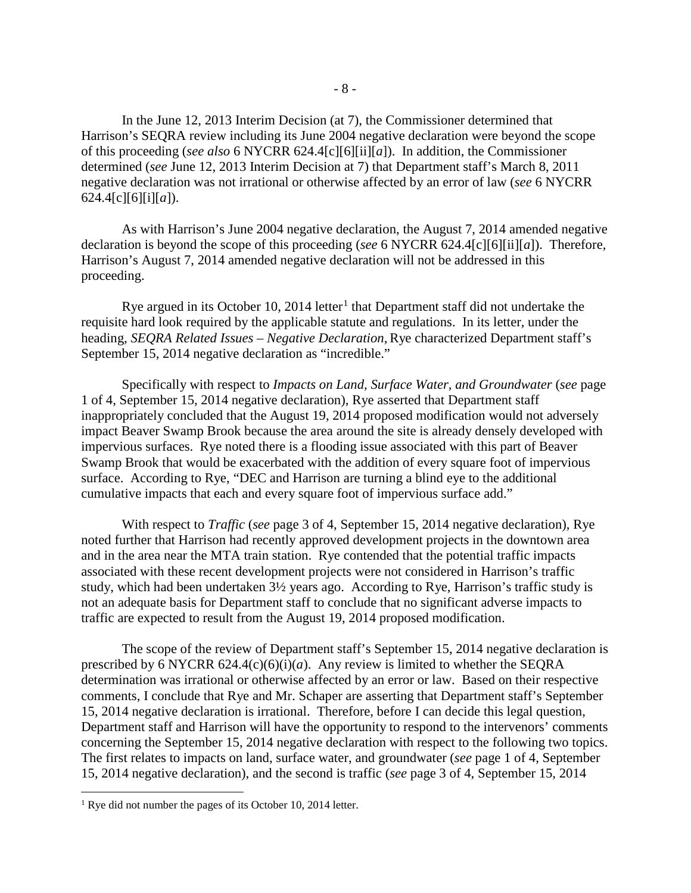In the June 12, 2013 Interim Decision (at 7), the Commissioner determined that Harrison's SEQRA review including its June 2004 negative declaration were beyond the scope of this proceeding (*see also* 6 NYCRR 624.4[c][6][ii][*a*]). In addition, the Commissioner determined (*see* June 12, 2013 Interim Decision at 7) that Department staff's March 8, 2011 negative declaration was not irrational or otherwise affected by an error of law (*see* 6 NYCRR 624.4[c][6][i][*a*]).

As with Harrison's June 2004 negative declaration, the August 7, 2014 amended negative declaration is beyond the scope of this proceeding (*see* 6 NYCRR 624.4[c][6][ii][*a*]). Therefore, Harrison's August 7, 2014 amended negative declaration will not be addressed in this proceeding.

Rye argued in its October 10, 2014 letter[1] that Department staff did not undertake the requisite hard look required by the applicable statute and regulations. In its letter, under the heading, *SEQRA Related Issues – Negative Declaration*, Rye characterized Department staff's September 15, 2014 negative declaration as "incredible."

Specifically with respect to *Impacts on Land, Surface Water, and Groundwater* (*see* page 1 of 4, September 15, 2014 negative declaration), Rye asserted that Department staff inappropriately concluded that the August 19, 2014 proposed modification would not adversely impact Beaver Swamp Brook because the area around the site is already densely developed with impervious surfaces. Rye noted there is a flooding issue associated with this part of Beaver Swamp Brook that would be exacerbated with the addition of every square foot of impervious surface. According to Rye, "DEC and Harrison are turning a blind eye to the additional cumulative impacts that each and every square foot of impervious surface add."

With respect to *Traffic* (*see* page 3 of 4, September 15, 2014 negative declaration), Rye noted further that Harrison had recently approved development projects in the downtown area and in the area near the MTA train station. Rye contended that the potential traffic impacts associated with these recent development projects were not considered in Harrison's traffic study, which had been undertaken 3½ years ago. According to Rye, Harrison's traffic study is not an adequate basis for Department staff to conclude that no significant adverse impacts to traffic are expected to result from the August 19, 2014 proposed modification.

The scope of the review of Department staff's September 15, 2014 negative declaration is prescribed by 6 NYCRR 624.4(c)(6)(i)(*a*). Any review is limited to whether the SEQRA determination was irrational or otherwise affected by an error or law. Based on their respective comments, I conclude that Rye and Mr. Schaper are asserting that Department staff's September 15, 2014 negative declaration is irrational. Therefore, before I can decide this legal question, Department staff and Harrison will have the opportunity to respond to the intervenors' comments concerning the September 15, 2014 negative declaration with respect to the following two topics. The first relates to impacts on land, surface water, and groundwater (*see* page 1 of 4, September 15, 2014 negative declaration), and the second is traffic (*see* page 3 of 4, September 15, 2014

[1] Rye did not number the pages of its October 10, 2014 letter.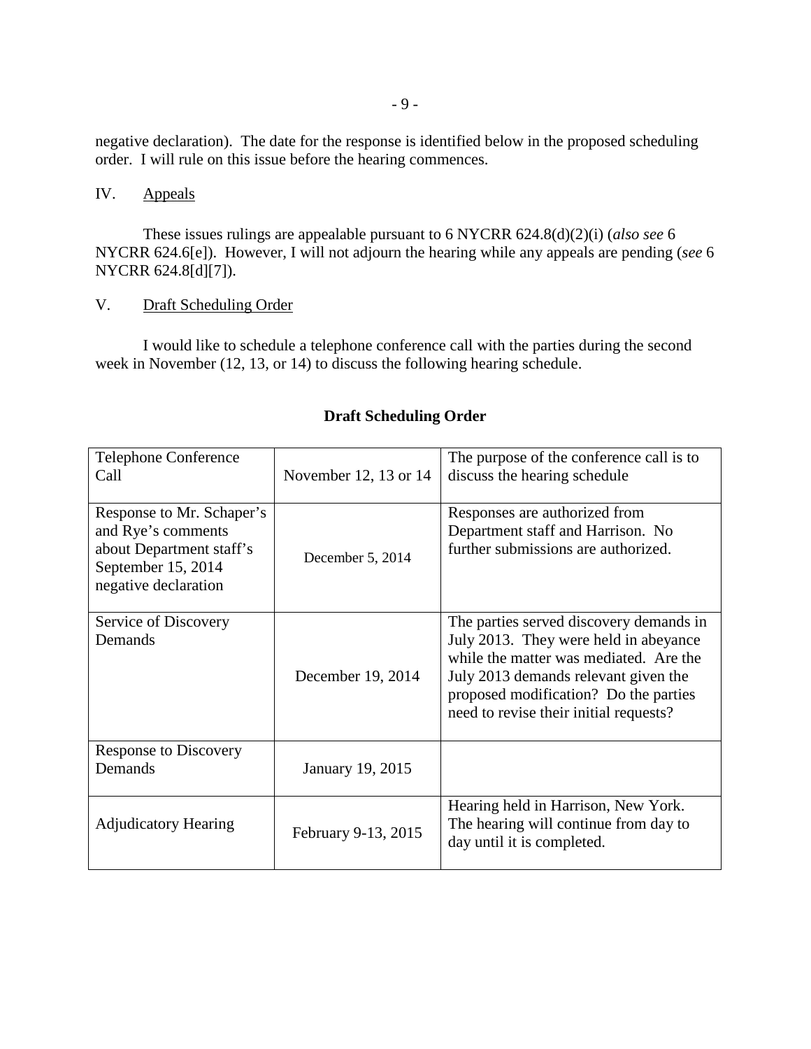negative declaration). The date for the response is identified below in the proposed scheduling order. I will rule on this issue before the hearing commences.

## IV. Appeals

These issues rulings are appealable pursuant to 6 NYCRR 624.8(d)(2)(i) (*also see* 6 NYCRR 624.6[e]). However, I will not adjourn the hearing while any appeals are pending (*see* 6 NYCRR 624.8[d][7]).

## V. Draft Scheduling Order

I would like to schedule a telephone conference call with the parties during the second week in November (12, 13, or 14) to discuss the following hearing schedule.

**Draft Scheduling Order**

| | | |
|---|---|---|
| Telephone Conference Call | November 12, 13 or 14 | The purpose of the conference call is to discuss the hearing schedule |
| Response to Mr. Schaper's and Rye's comments about Department staff's September 15, 2014 negative declaration | December 5, 2014 | Responses are authorized from Department staff and Harrison. No further submissions are authorized. |
| Service of Discovery Demands | December 19, 2014 | The parties served discovery demands in July 2013. They were held in abeyance while the matter was mediated. Are the July 2013 demands relevant given the proposed modification? Do the parties need to revise their initial requests? |
| Response to Discovery Demands | January 19, 2015 | |
| Adjudicatory Hearing | February 9-13, 2015 | Hearing held in Harrison, New York. The hearing will continue from day to day until it is completed. |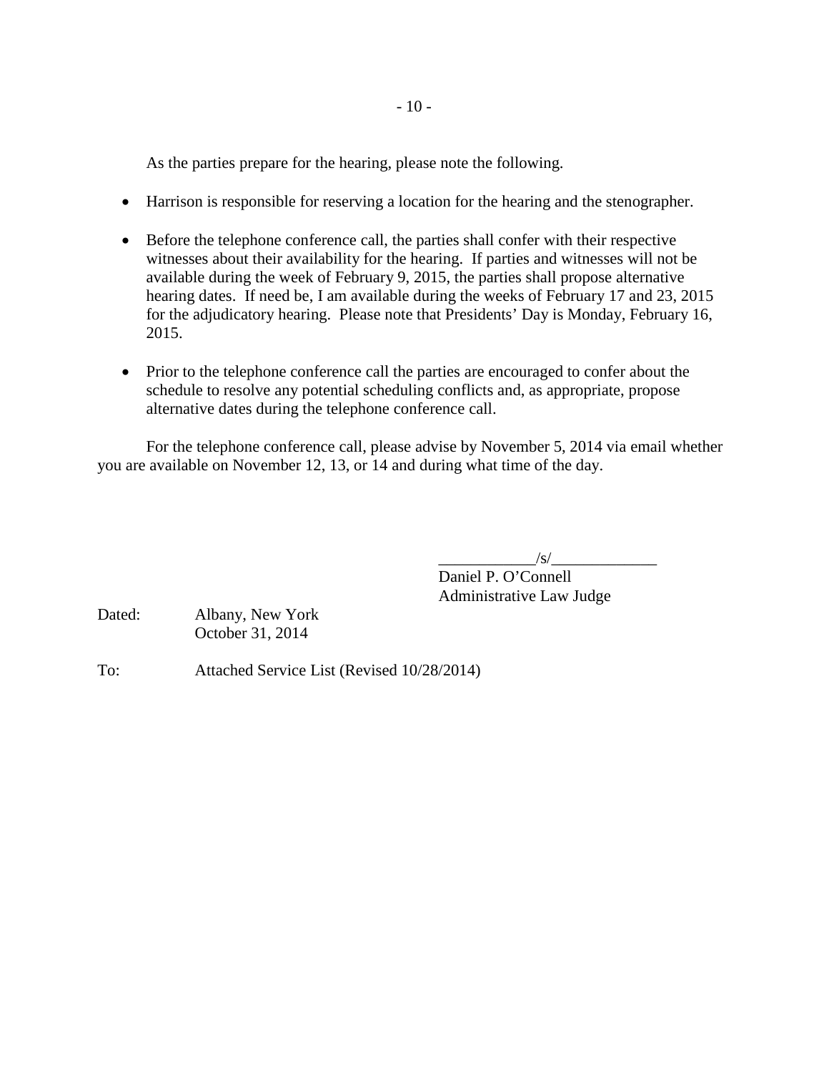As the parties prepare for the hearing, please note the following.

- Harrison is responsible for reserving a location for the hearing and the stenographer.

- Before the telephone conference call, the parties shall confer with their respective witnesses about their availability for the hearing. If parties and witnesses will not be available during the week of February 9, 2015, the parties shall propose alternative hearing dates. If need be, I am available during the weeks of February 17 and 23, 2015 for the adjudicatory hearing. Please note that Presidents' Day is Monday, February 16, 2015.

- Prior to the telephone conference call the parties are encouraged to confer about the schedule to resolve any potential scheduling conflicts and, as appropriate, propose alternative dates during the telephone conference call.

For the telephone conference call, please advise by November 5, 2014 via email whether you are available on November 12, 13, or 14 and during what time of the day.

____________/s/_____________
Daniel P. O'Connell
Administrative Law Judge

Dated: Albany, New York
October 31, 2014

To: Attached Service List (Revised 10/28/2014)